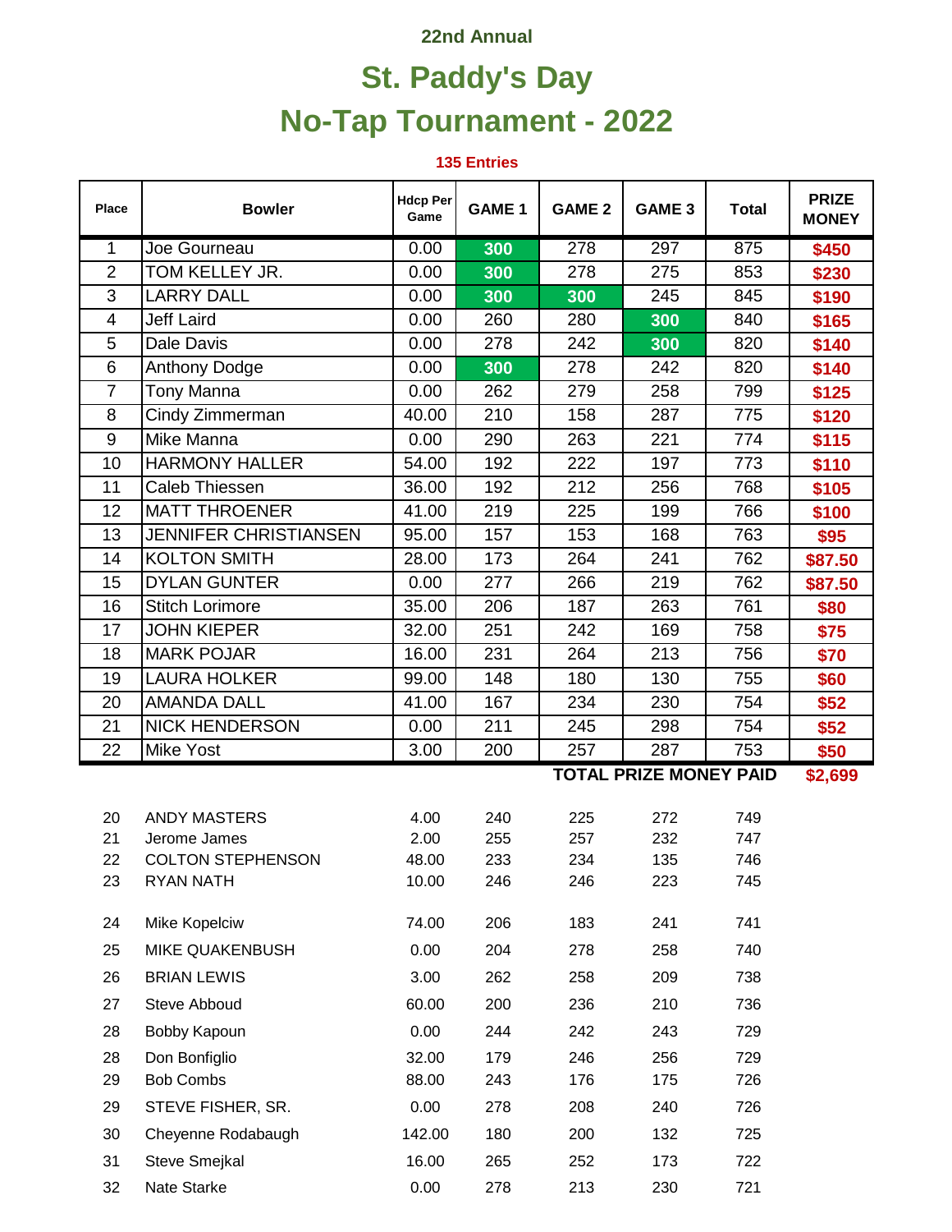22nd Annual

# St. Paddy's Day

# No-Tap Tournament - 2022

**135 Entries**

| Place | Bowler | Hdcp Per Game | GAME 1 | GAME 2 | GAME 3 | Total | PRIZE MONEY |
|---|---|---|---|---|---|---|---|
| 1 | Joe Gourneau | 0.00 | 300 | 278 | 297 | 875 | $450 |
| 2 | TOM KELLEY JR. | 0.00 | 300 | 278 | 275 | 853 | $230 |
| 3 | LARRY DALL | 0.00 | 300 | 300 | 245 | 845 | $190 |
| 4 | Jeff Laird | 0.00 | 260 | 280 | 300 | 840 | $165 |
| 5 | Dale Davis | 0.00 | 278 | 242 | 300 | 820 | $140 |
| 6 | Anthony Dodge | 0.00 | 300 | 278 | 242 | 820 | $140 |
| 7 | Tony Manna | 0.00 | 262 | 279 | 258 | 799 | $125 |
| 8 | Cindy Zimmerman | 40.00 | 210 | 158 | 287 | 775 | $120 |
| 9 | Mike Manna | 0.00 | 290 | 263 | 221 | 774 | $115 |
| 10 | HARMONY HALLER | 54.00 | 192 | 222 | 197 | 773 | $110 |
| 11 | Caleb Thiessen | 36.00 | 192 | 212 | 256 | 768 | $105 |
| 12 | MATT THROENER | 41.00 | 219 | 225 | 199 | 766 | $100 |
| 13 | JENNIFER CHRISTIANSEN | 95.00 | 157 | 153 | 168 | 763 | $95 |
| 14 | KOLTON SMITH | 28.00 | 173 | 264 | 241 | 762 | $87.50 |
| 15 | DYLAN GUNTER | 0.00 | 277 | 266 | 219 | 762 | $87.50 |
| 16 | Stitch Lorimore | 35.00 | 206 | 187 | 263 | 761 | $80 |
| 17 | JOHN KIEPER | 32.00 | 251 | 242 | 169 | 758 | $75 |
| 18 | MARK POJAR | 16.00 | 231 | 264 | 213 | 756 | $70 |
| 19 | LAURA HOLKER | 99.00 | 148 | 180 | 130 | 755 | $60 |
| 20 | AMANDA DALL | 41.00 | 167 | 234 | 230 | 754 | $52 |
| 21 | NICK HENDERSON | 0.00 | 211 | 245 | 298 | 754 | $52 |
| 22 | Mike Yost | 3.00 | 200 | 257 | 287 | 753 | $50 |
| | | | | | | **TOTAL PRIZE MONEY PAID** | **$2,699** |

| | | | | | | |
|---|---|---|---|---|---|---|
| 20 | ANDY MASTERS | 4.00 | 240 | 225 | 272 | 749 |
| 21 | Jerome James | 2.00 | 255 | 257 | 232 | 747 |
| 22 | COLTON STEPHENSON | 48.00 | 233 | 234 | 135 | 746 |
| 23 | RYAN NATH | 10.00 | 246 | 246 | 223 | 745 |
| 24 | Mike Kopelciw | 74.00 | 206 | 183 | 241 | 741 |
| 25 | MIKE QUAKENBUSH | 0.00 | 204 | 278 | 258 | 740 |
| 26 | BRIAN LEWIS | 3.00 | 262 | 258 | 209 | 738 |
| 27 | Steve Abboud | 60.00 | 200 | 236 | 210 | 736 |
| 28 | Bobby Kapoun | 0.00 | 244 | 242 | 243 | 729 |
| 28 | Don Bonfiglio | 32.00 | 179 | 246 | 256 | 729 |
| 29 | Bob Combs | 88.00 | 243 | 176 | 175 | 726 |
| 29 | STEVE FISHER, SR. | 0.00 | 278 | 208 | 240 | 726 |
| 30 | Cheyenne Rodabaugh | 142.00 | 180 | 200 | 132 | 725 |
| 31 | Steve Smejkal | 16.00 | 265 | 252 | 173 | 722 |
| 32 | Nate Starke | 0.00 | 278 | 213 | 230 | 721 |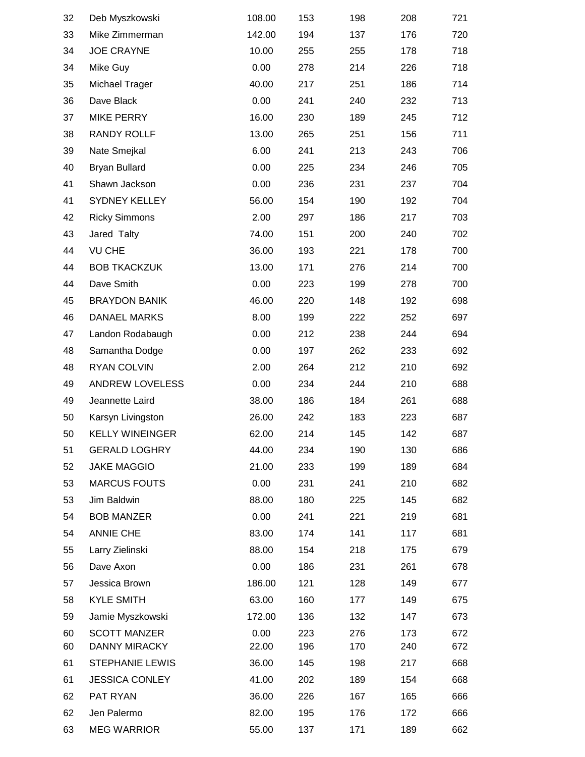| | | | | | | |
|---|---|---|---|---|---|---|
| 32 | Deb Myszkowski | 108.00 | 153 | 198 | 208 | 721 |
| 33 | Mike Zimmerman | 142.00 | 194 | 137 | 176 | 720 |
| 34 | JOE CRAYNE | 10.00 | 255 | 255 | 178 | 718 |
| 34 | Mike Guy | 0.00 | 278 | 214 | 226 | 718 |
| 35 | Michael Trager | 40.00 | 217 | 251 | 186 | 714 |
| 36 | Dave Black | 0.00 | 241 | 240 | 232 | 713 |
| 37 | MIKE PERRY | 16.00 | 230 | 189 | 245 | 712 |
| 38 | RANDY ROLLF | 13.00 | 265 | 251 | 156 | 711 |
| 39 | Nate Smejkal | 6.00 | 241 | 213 | 243 | 706 |
| 40 | Bryan Bullard | 0.00 | 225 | 234 | 246 | 705 |
| 41 | Shawn Jackson | 0.00 | 236 | 231 | 237 | 704 |
| 41 | SYDNEY KELLEY | 56.00 | 154 | 190 | 192 | 704 |
| 42 | Ricky Simmons | 2.00 | 297 | 186 | 217 | 703 |
| 43 | Jared Talty | 74.00 | 151 | 200 | 240 | 702 |
| 44 | VU CHE | 36.00 | 193 | 221 | 178 | 700 |
| 44 | BOB TKACKZUK | 13.00 | 171 | 276 | 214 | 700 |
| 44 | Dave Smith | 0.00 | 223 | 199 | 278 | 700 |
| 45 | BRAYDON BANIK | 46.00 | 220 | 148 | 192 | 698 |
| 46 | DANAEL MARKS | 8.00 | 199 | 222 | 252 | 697 |
| 47 | Landon Rodabaugh | 0.00 | 212 | 238 | 244 | 694 |
| 48 | Samantha Dodge | 0.00 | 197 | 262 | 233 | 692 |
| 48 | RYAN COLVIN | 2.00 | 264 | 212 | 210 | 692 |
| 49 | ANDREW LOVELESS | 0.00 | 234 | 244 | 210 | 688 |
| 49 | Jeannette Laird | 38.00 | 186 | 184 | 261 | 688 |
| 50 | Karsyn Livingston | 26.00 | 242 | 183 | 223 | 687 |
| 50 | KELLY WINEINGER | 62.00 | 214 | 145 | 142 | 687 |
| 51 | GERALD LOGHRY | 44.00 | 234 | 190 | 130 | 686 |
| 52 | JAKE MAGGIO | 21.00 | 233 | 199 | 189 | 684 |
| 53 | MARCUS FOUTS | 0.00 | 231 | 241 | 210 | 682 |
| 53 | Jim Baldwin | 88.00 | 180 | 225 | 145 | 682 |
| 54 | BOB MANZER | 0.00 | 241 | 221 | 219 | 681 |
| 54 | ANNIE CHE | 83.00 | 174 | 141 | 117 | 681 |
| 55 | Larry Zielinski | 88.00 | 154 | 218 | 175 | 679 |
| 56 | Dave Axon | 0.00 | 186 | 231 | 261 | 678 |
| 57 | Jessica Brown | 186.00 | 121 | 128 | 149 | 677 |
| 58 | KYLE SMITH | 63.00 | 160 | 177 | 149 | 675 |
| 59 | Jamie Myszkowski | 172.00 | 136 | 132 | 147 | 673 |
| 60 | SCOTT MANZER | 0.00 | 223 | 276 | 173 | 672 |
| 60 | DANNY MIRACKY | 22.00 | 196 | 170 | 240 | 672 |
| 61 | STEPHANIE LEWIS | 36.00 | 145 | 198 | 217 | 668 |
| 61 | JESSICA CONLEY | 41.00 | 202 | 189 | 154 | 668 |
| 62 | PAT RYAN | 36.00 | 226 | 167 | 165 | 666 |
| 62 | Jen Palermo | 82.00 | 195 | 176 | 172 | 666 |
| 63 | MEG WARRIOR | 55.00 | 137 | 171 | 189 | 662 |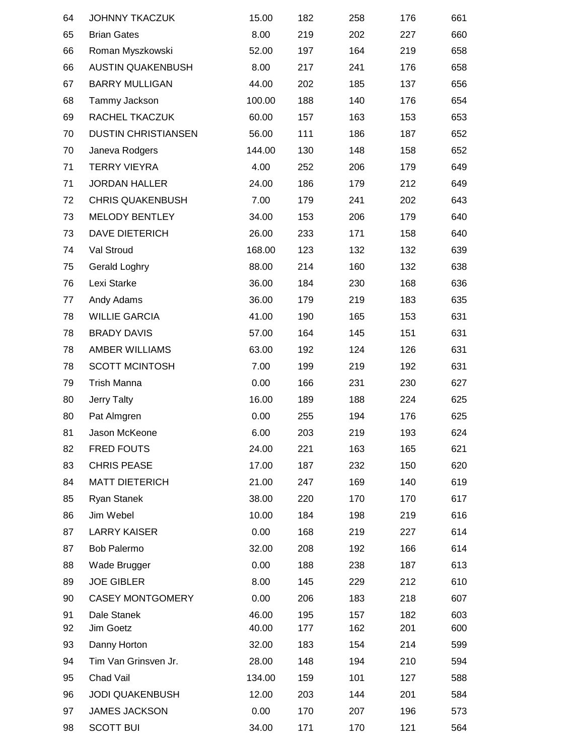| | | | | | | |
|---|---|---|---|---|---|---|
| 64 | JOHNNY TKACZUK | 15.00 | 182 | 258 | 176 | 661 |
| 65 | Brian Gates | 8.00 | 219 | 202 | 227 | 660 |
| 66 | Roman Myszkowski | 52.00 | 197 | 164 | 219 | 658 |
| 66 | AUSTIN QUAKENBUSH | 8.00 | 217 | 241 | 176 | 658 |
| 67 | BARRY MULLIGAN | 44.00 | 202 | 185 | 137 | 656 |
| 68 | Tammy Jackson | 100.00 | 188 | 140 | 176 | 654 |
| 69 | RACHEL TKACZUK | 60.00 | 157 | 163 | 153 | 653 |
| 70 | DUSTIN CHRISTIANSEN | 56.00 | 111 | 186 | 187 | 652 |
| 70 | Janeva Rodgers | 144.00 | 130 | 148 | 158 | 652 |
| 71 | TERRY VIEYRA | 4.00 | 252 | 206 | 179 | 649 |
| 71 | JORDAN HALLER | 24.00 | 186 | 179 | 212 | 649 |
| 72 | CHRIS QUAKENBUSH | 7.00 | 179 | 241 | 202 | 643 |
| 73 | MELODY BENTLEY | 34.00 | 153 | 206 | 179 | 640 |
| 73 | DAVE DIETERICH | 26.00 | 233 | 171 | 158 | 640 |
| 74 | Val Stroud | 168.00 | 123 | 132 | 132 | 639 |
| 75 | Gerald Loghry | 88.00 | 214 | 160 | 132 | 638 |
| 76 | Lexi Starke | 36.00 | 184 | 230 | 168 | 636 |
| 77 | Andy Adams | 36.00 | 179 | 219 | 183 | 635 |
| 78 | WILLIE GARCIA | 41.00 | 190 | 165 | 153 | 631 |
| 78 | BRADY DAVIS | 57.00 | 164 | 145 | 151 | 631 |
| 78 | AMBER WILLIAMS | 63.00 | 192 | 124 | 126 | 631 |
| 78 | SCOTT MCINTOSH | 7.00 | 199 | 219 | 192 | 631 |
| 79 | Trish Manna | 0.00 | 166 | 231 | 230 | 627 |
| 80 | Jerry Talty | 16.00 | 189 | 188 | 224 | 625 |
| 80 | Pat Almgren | 0.00 | 255 | 194 | 176 | 625 |
| 81 | Jason McKeone | 6.00 | 203 | 219 | 193 | 624 |
| 82 | FRED FOUTS | 24.00 | 221 | 163 | 165 | 621 |
| 83 | CHRIS PEASE | 17.00 | 187 | 232 | 150 | 620 |
| 84 | MATT DIETERICH | 21.00 | 247 | 169 | 140 | 619 |
| 85 | Ryan Stanek | 38.00 | 220 | 170 | 170 | 617 |
| 86 | Jim Webel | 10.00 | 184 | 198 | 219 | 616 |
| 87 | LARRY KAISER | 0.00 | 168 | 219 | 227 | 614 |
| 87 | Bob Palermo | 32.00 | 208 | 192 | 166 | 614 |
| 88 | Wade Brugger | 0.00 | 188 | 238 | 187 | 613 |
| 89 | JOE GIBLER | 8.00 | 145 | 229 | 212 | 610 |
| 90 | CASEY MONTGOMERY | 0.00 | 206 | 183 | 218 | 607 |
| 91 | Dale Stanek | 46.00 | 195 | 157 | 182 | 603 |
| 92 | Jim Goetz | 40.00 | 177 | 162 | 201 | 600 |
| 93 | Danny Horton | 32.00 | 183 | 154 | 214 | 599 |
| 94 | Tim Van Grinsven Jr. | 28.00 | 148 | 194 | 210 | 594 |
| 95 | Chad Vail | 134.00 | 159 | 101 | 127 | 588 |
| 96 | JODI QUAKENBUSH | 12.00 | 203 | 144 | 201 | 584 |
| 97 | JAMES JACKSON | 0.00 | 170 | 207 | 196 | 573 |
| 98 | SCOTT BUI | 34.00 | 171 | 170 | 121 | 564 |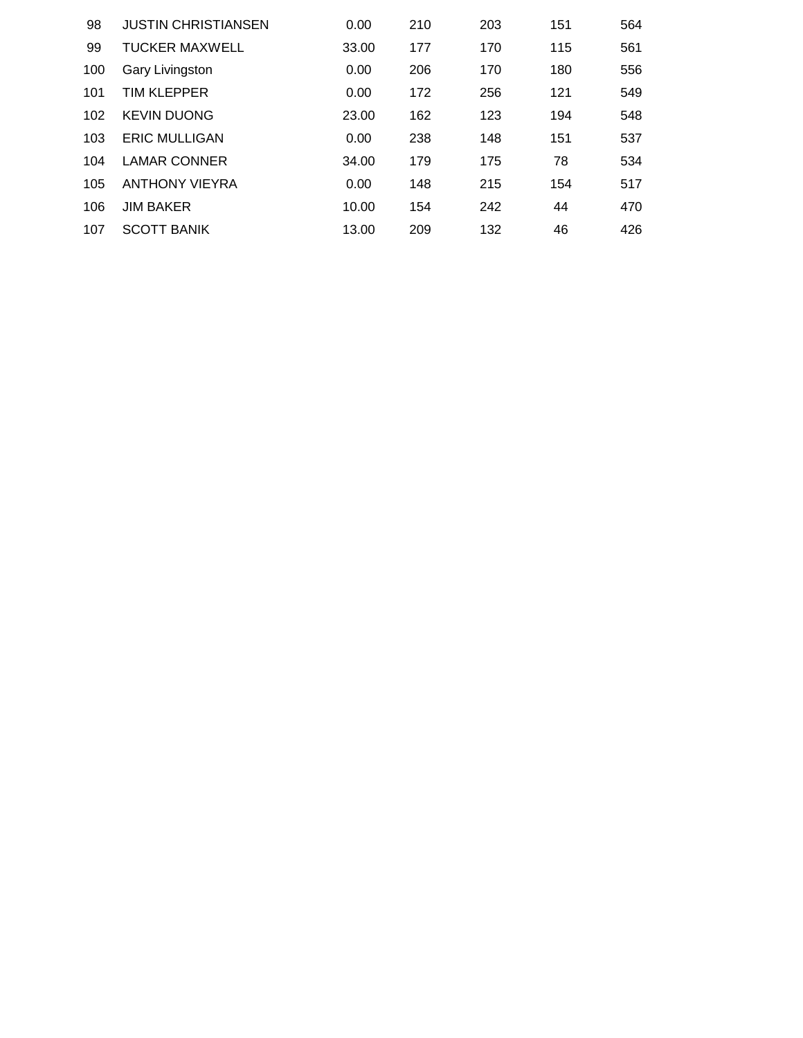| | | | | | | |
|---|---|---|---|---|---|---|
| 98 | JUSTIN CHRISTIANSEN | 0.00 | 210 | 203 | 151 | 564 |
| 99 | TUCKER MAXWELL | 33.00 | 177 | 170 | 115 | 561 |
| 100 | Gary Livingston | 0.00 | 206 | 170 | 180 | 556 |
| 101 | TIM KLEPPER | 0.00 | 172 | 256 | 121 | 549 |
| 102 | KEVIN DUONG | 23.00 | 162 | 123 | 194 | 548 |
| 103 | ERIC MULLIGAN | 0.00 | 238 | 148 | 151 | 537 |
| 104 | LAMAR CONNER | 34.00 | 179 | 175 | 78 | 534 |
| 105 | ANTHONY VIEYRA | 0.00 | 148 | 215 | 154 | 517 |
| 106 | JIM BAKER | 10.00 | 154 | 242 | 44 | 470 |
| 107 | SCOTT BANIK | 13.00 | 209 | 132 | 46 | 426 |